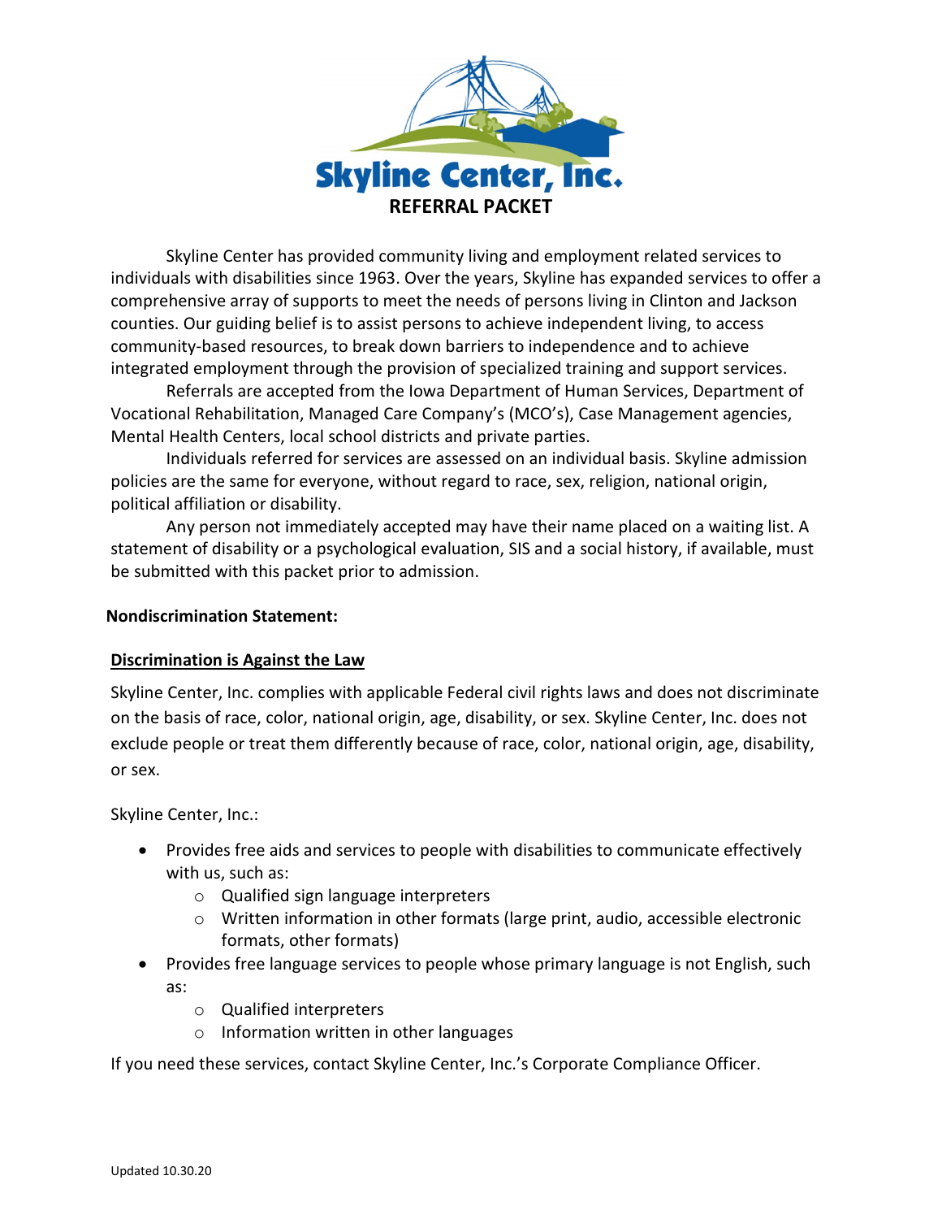# Skyline Center, Inc.

## REFERRAL PACKET

Skyline Center has provided community living and employment related services to individuals with disabilities since 1963. Over the years, Skyline has expanded services to offer a comprehensive array of supports to meet the needs of persons living in Clinton and Jackson counties. Our guiding belief is to assist persons to achieve independent living, to access community-based resources, to break down barriers to independence and to achieve integrated employment through the provision of specialized training and support services.

Referrals are accepted from the Iowa Department of Human Services, Department of Vocational Rehabilitation, Managed Care Company's (MCO's), Case Management agencies, Mental Health Centers, local school districts and private parties.

Individuals referred for services are assessed on an individual basis. Skyline admission policies are the same for everyone, without regard to race, sex, religion, national origin, political affiliation or disability.

Any person not immediately accepted may have their name placed on a waiting list. A statement of disability or a psychological evaluation, SIS and a social history, if available, must be submitted with this packet prior to admission.

**Nondiscrimination Statement:**

**Discrimination is Against the Law**

Skyline Center, Inc. complies with applicable Federal civil rights laws and does not discriminate on the basis of race, color, national origin, age, disability, or sex. Skyline Center, Inc. does not exclude people or treat them differently because of race, color, national origin, age, disability, or sex.

Skyline Center, Inc.:

- Provides free aids and services to people with disabilities to communicate effectively with us, such as:
  - Qualified sign language interpreters
  - Written information in other formats (large print, audio, accessible electronic formats, other formats)
- Provides free language services to people whose primary language is not English, such as:
  - Qualified interpreters
  - Information written in other languages

If you need these services, contact Skyline Center, Inc.'s Corporate Compliance Officer.

Updated 10.30.20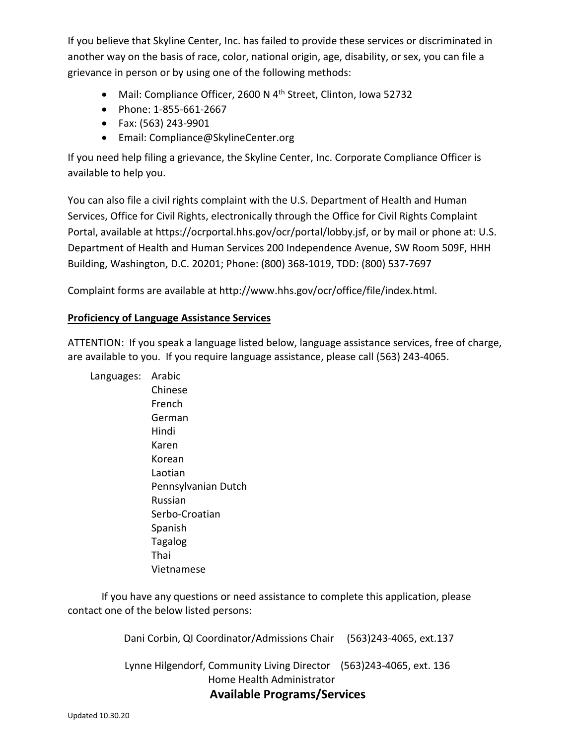If you believe that Skyline Center, Inc. has failed to provide these services or discriminated in another way on the basis of race, color, national origin, age, disability, or sex, you can file a grievance in person or by using one of the following methods:

- Mail: Compliance Officer, 2600 N 4th Street, Clinton, Iowa 52732
- Phone: 1-855-661-2667
- Fax: (563) 243-9901
- Email: Compliance@SkylineCenter.org

If you need help filing a grievance, the Skyline Center, Inc. Corporate Compliance Officer is available to help you.

You can also file a civil rights complaint with the U.S. Department of Health and Human Services, Office for Civil Rights, electronically through the Office for Civil Rights Complaint Portal, available at https://ocrportal.hhs.gov/ocr/portal/lobby.jsf, or by mail or phone at: U.S. Department of Health and Human Services 200 Independence Avenue, SW Room 509F, HHH Building, Washington, D.C. 20201; Phone: (800) 368-1019, TDD: (800) 537-7697

Complaint forms are available at http://www.hhs.gov/ocr/office/file/index.html.

**Proficiency of Language Assistance Services**

ATTENTION: If you speak a language listed below, language assistance services, free of charge, are available to you. If you require language assistance, please call (563) 243-4065.

Languages:
- Arabic
- Chinese
- French
- German
- Hindi
- Karen
- Korean
- Laotian
- Pennsylvanian Dutch
- Russian
- Serbo-Croatian
- Spanish
- Tagalog
- Thai
- Vietnamese

If you have any questions or need assistance to complete this application, please contact one of the below listed persons:

Dani Corbin, QI Coordinator/Admissions Chair (563)243-4065, ext.137

Lynne Hilgendorf, Community Living Director (563)243-4065, ext. 136
Home Health Administrator

## Available Programs/Services

Updated 10.30.20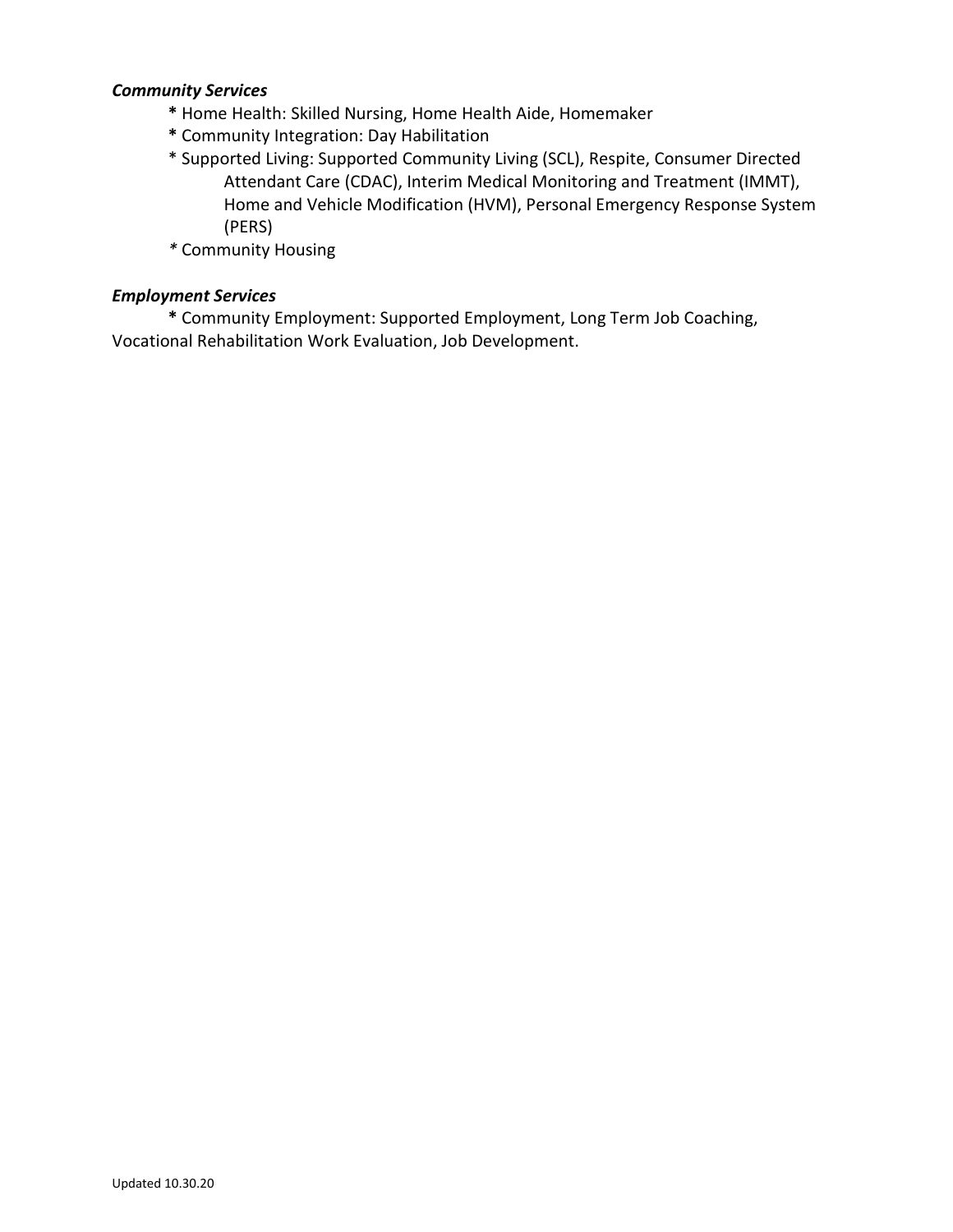***Community Services***

**\*** Home Health: Skilled Nursing, Home Health Aide, Homemaker

**\*** Community Integration: Day Habilitation

\* Supported Living: Supported Community Living (SCL), Respite, Consumer Directed Attendant Care (CDAC), Interim Medical Monitoring and Treatment (IMMT), Home and Vehicle Modification (HVM), Personal Emergency Response System (PERS)

*\** Community Housing

***Employment Services***

**\*** Community Employment: Supported Employment, Long Term Job Coaching, Vocational Rehabilitation Work Evaluation, Job Development.

Updated 10.30.20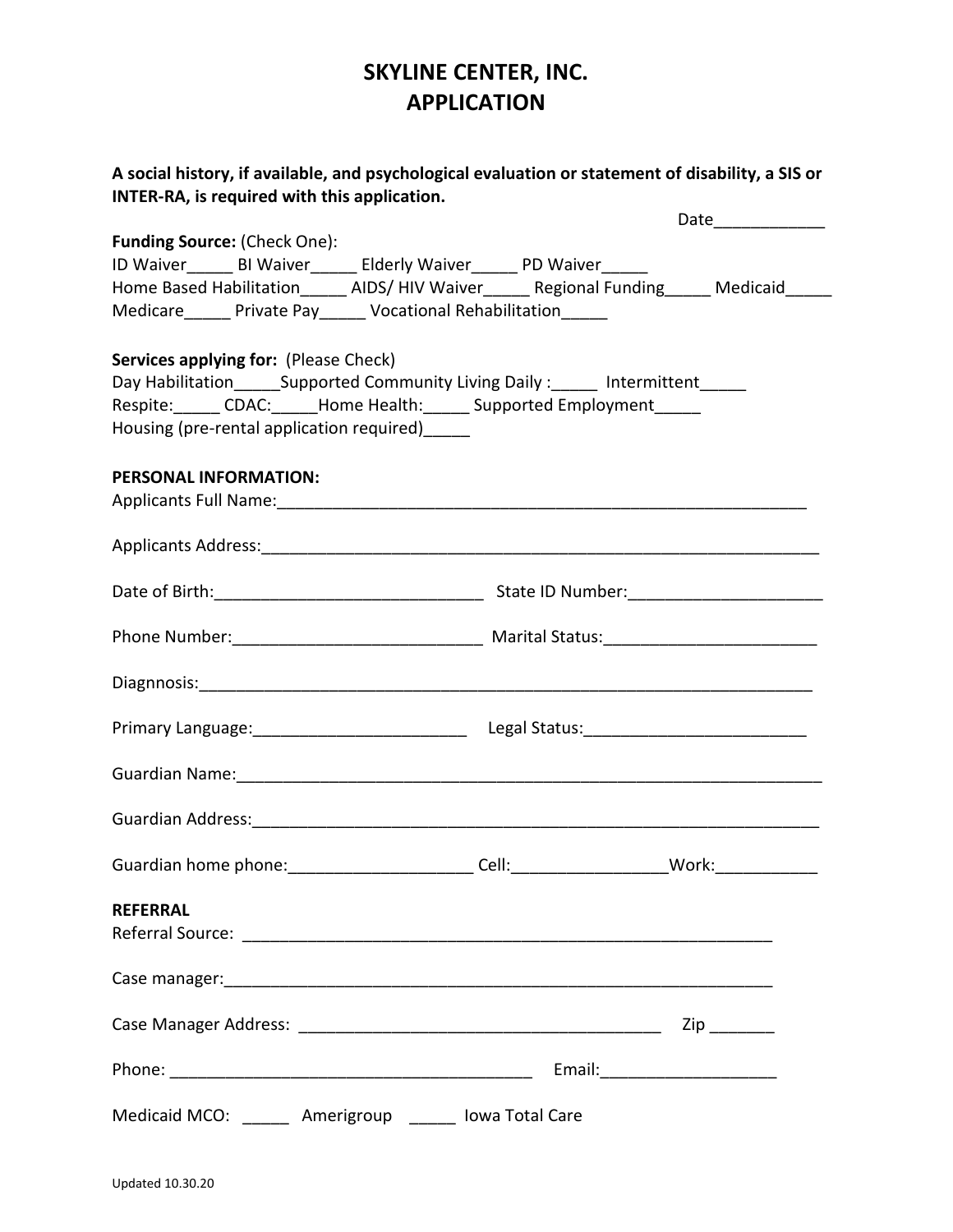# SKYLINE CENTER, INC.
# APPLICATION

**A social history, if available, and psychological evaluation or statement of disability, a SIS or INTER-RA, is required with this application.**

Date____________

**Funding Source:** (Check One):
ID Waiver_____ BI Waiver_____ Elderly Waiver_____ PD Waiver_____
Home Based Habilitation_____ AIDS/ HIV Waiver_____ Regional Funding_____ Medicaid_____
Medicare_____ Private Pay_____ Vocational Rehabilitation_____

**Services applying for:** (Please Check)
Day Habilitation_____Supported Community Living Daily :_____ Intermittent_____
Respite:_____ CDAC:_____Home Health:_____ Supported Employment_____
Housing (pre-rental application required)_____

**PERSONAL INFORMATION:**

Applicants Full Name:____________________________________________________________

Applicants Address:______________________________________________________________

Date of Birth:_____________________________ State ID Number:_____________________

Phone Number:____________________________ Marital Status:______________________

Diagnnosis:_________________________________________________________________

Primary Language:_______________________ Legal Status:________________________

Guardian Name:_______________________________________________________________

Guardian Address:_____________________________________________________________

Guardian home phone:___________________ Cell:________________Work:___________

**REFERRAL**

Referral Source: _________________________________________________________

Case manager:___________________________________________________________

Case Manager Address: ______________________________________ Zip _______

Phone: ______________________________________ Email:___________________

Medicaid MCO: _____ Amerigroup _____ Iowa Total Care

Updated 10.30.20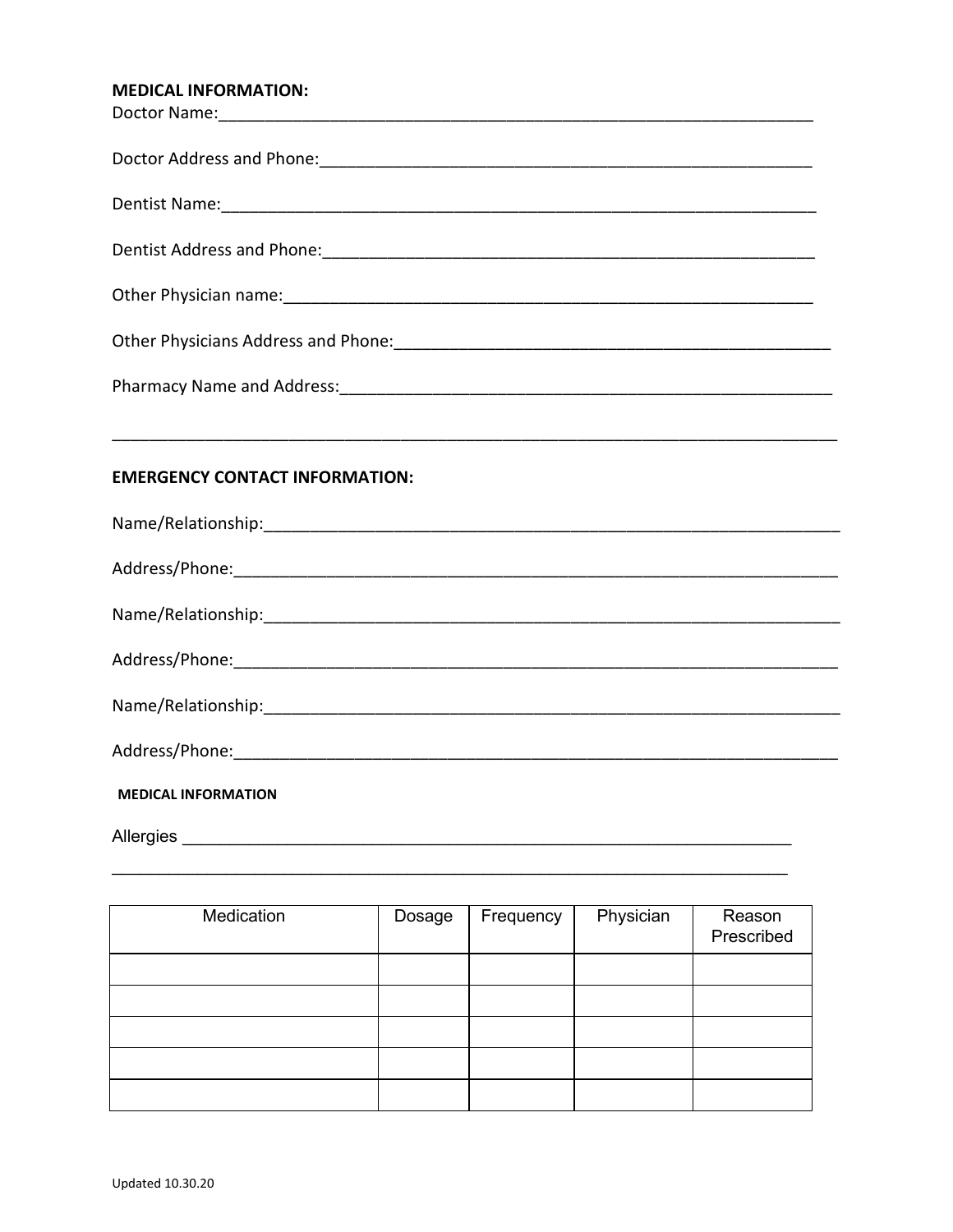**MEDICAL INFORMATION:**

Doctor Name:_______________________________________________________________________

Doctor Address and Phone:_______________________________________________________

Dentist Name:______________________________________________________________________

Dentist Address and Phone:______________________________________________________

Other Physician name:__________________________________________________________

Other Physicians Address and Phone:_____________________________________________

Pharmacy Name and Address:_____________________________________________________

_________________________________________________________________________________

**EMERGENCY CONTACT INFORMATION:**

Name/Relationship:_____________________________________________________________

Address/Phone:________________________________________________________________

Name/Relationship:_____________________________________________________________

Address/Phone:________________________________________________________________

Name/Relationship:_____________________________________________________________

Address/Phone:________________________________________________________________

**MEDICAL INFORMATION**

Allergies ____________________________________________________________________

_________________________________________________________________________________

| Medication | Dosage | Frequency | Physician | Reason Prescribed |
|---|---|---|---|---|
| | | | | |
| | | | | |
| | | | | |
| | | | | |
| | | | | |

Updated 10.30.20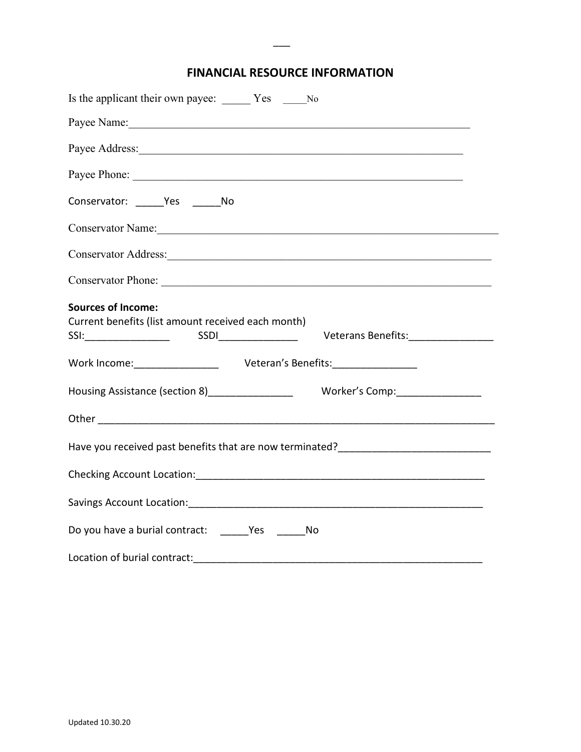## FINANCIAL RESOURCE INFORMATION

Is the applicant their own payee: _____ Yes _____No

Payee Name:_______________________________________________________________

Payee Address:_____________________________________________________________

Payee Phone: _______________________________________________________________

Conservator: _____Yes _____No

Conservator Name:_____________________________________________________________

Conservator Address:___________________________________________________________

Conservator Phone: ____________________________________________________________

**Sources of Income:**
Current benefits (list amount received each month)
SSI:_______________ SSDI______________ Veterans Benefits:_______________

Work Income:_______________ Veteran's Benefits:_______________

Housing Assistance (section 8)_______________ Worker's Comp:_______________

Other ________________________________________________________________________

Have you received past benefits that are now terminated?___________________________

Checking Account Location:_____________________________________________________

Savings Account Location:______________________________________________________

Do you have a burial contract: _____Yes _____No

Location of burial contract:_____________________________________________________

Updated 10.30.20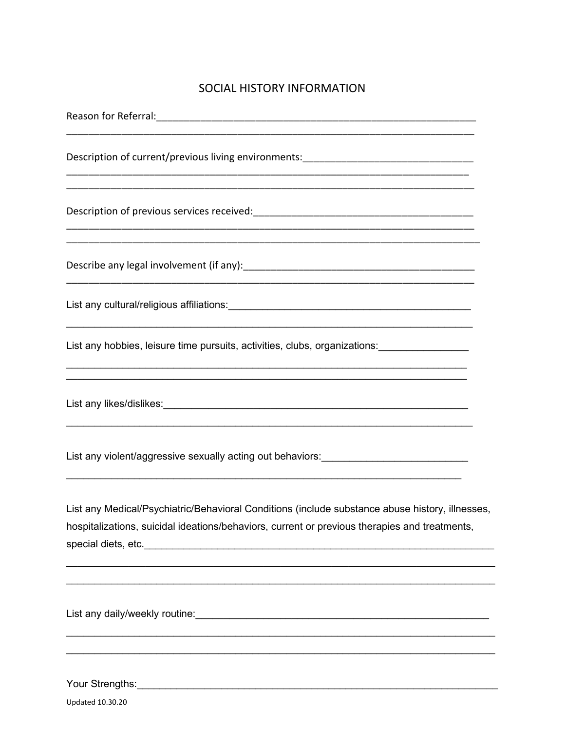# SOCIAL HISTORY INFORMATION

Reason for Referral:___________________________________________________________
_____________________________________________________________________________

Description of current/previous living environments:______________________________
_____________________________________________________________________________
_____________________________________________________________________________

Description of previous services received:________________________________________
_____________________________________________________________________________
_____________________________________________________________________________

Describe any legal involvement (if any):__________________________________________
_____________________________________________________________________________

List any cultural/religious affiliations:__________________________________________

_____________________________________________________________________________

List any hobbies, leisure time pursuits, activities, clubs, organizations:_______________

_____________________________________________________________________________
_____________________________________________________________________________

List any likes/dislikes:_________________________________________________________

_____________________________________________________________________________

List any violent/aggressive sexually acting out behaviors:__________________________

_____________________________________________________________________________

List any Medical/Psychiatric/Behavioral Conditions (include substance abuse history, illnesses, hospitalizations, suicidal ideations/behaviors, current or previous therapies and treatments, special diets, etc.______________________________________________________________

_____________________________________________________________________________
_____________________________________________________________________________

List any daily/weekly routine:____________________________________________________

_____________________________________________________________________________
_____________________________________________________________________________

Your Strengths:______________________________________________________________

Updated 10.30.20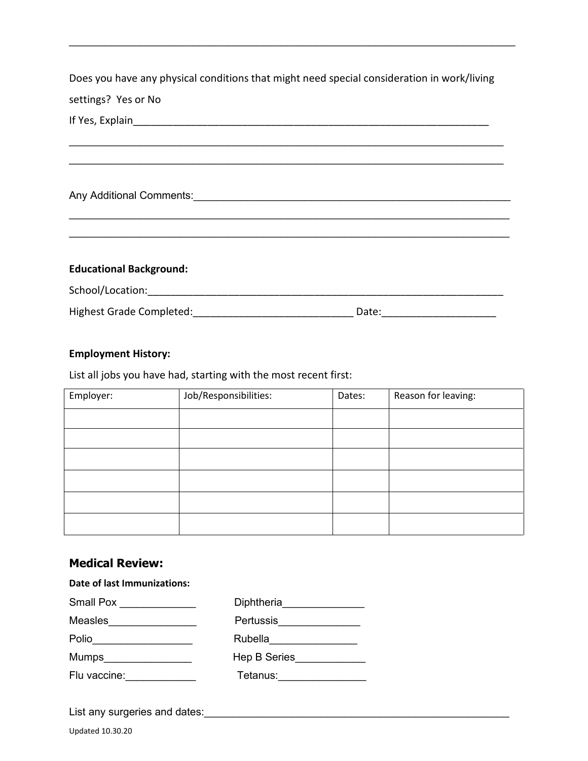_______________________________________________________________________________

Does you have any physical conditions that might need special consideration in work/living settings? Yes or No

If Yes, Explain_____________________________________________________________

_______________________________________________________________________________

_______________________________________________________________________________

Any Additional Comments:_____________________________________________________

_______________________________________________________________________________

_______________________________________________________________________________

**Educational Background:**

School/Location:____________________________________________________________

Highest Grade Completed:___________________________ Date:___________________

**Employment History:**

List all jobs you have had, starting with the most recent first:

| Employer: | Job/Responsibilities: | Dates: | Reason for leaving: |
|---|---|---|---|
| | | | |
| | | | |
| | | | |
| | | | |
| | | | |
| | | | |

## Medical Review:

**Date of last Immunizations:**

Small Pox _____________ Diphtheria______________

Measles_______________ Pertussis______________

Polio_________________ Rubella_______________

Mumps_______________ Hep B Series____________

Flu vaccine:____________ Tetanus:_______________

List any surgeries and dates:_____________________________________________________

Updated 10.30.20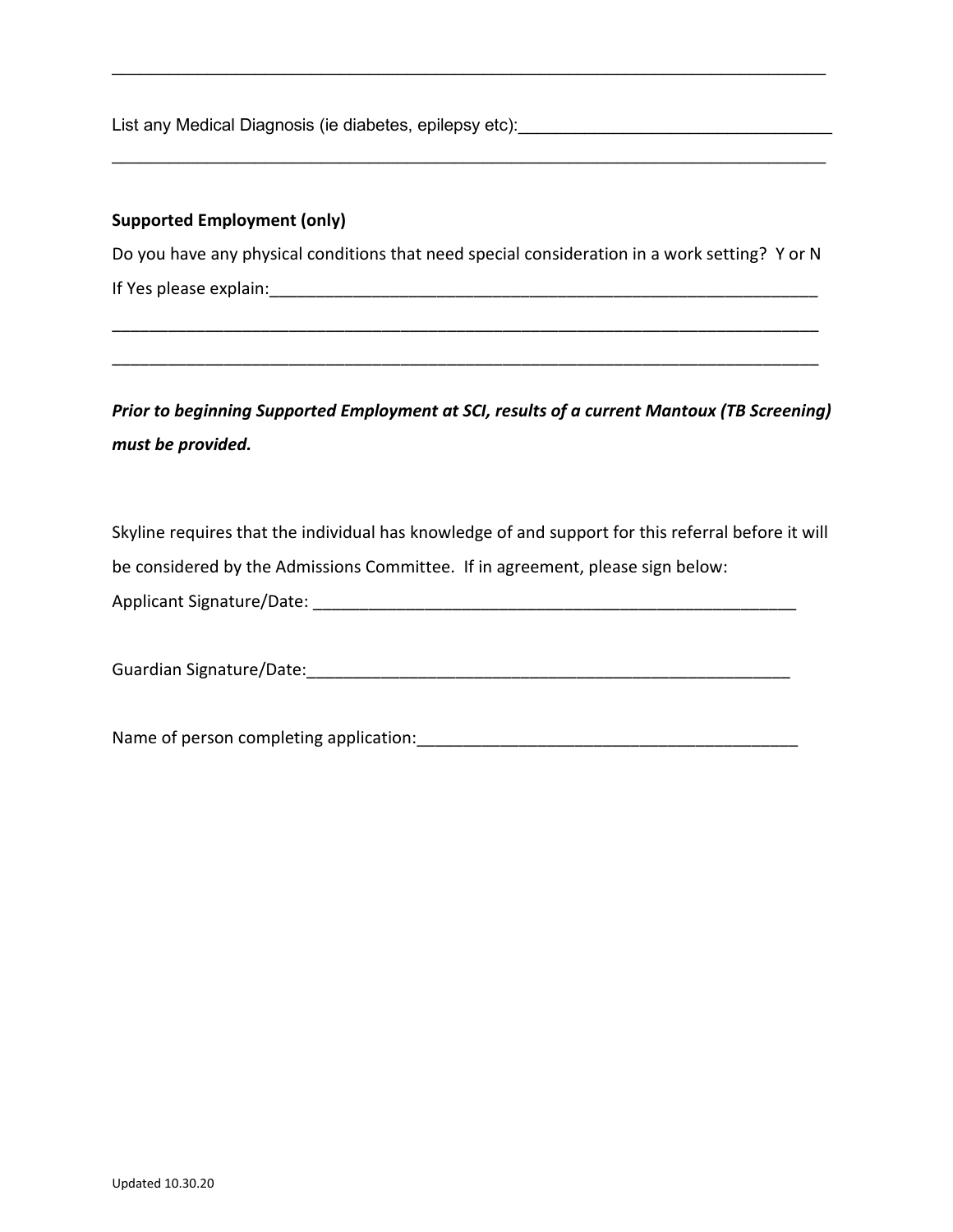______________________________________________________________________________

List any Medical Diagnosis (ie diabetes, epilepsy etc):_________________________________

______________________________________________________________________________

**Supported Employment (only)**

Do you have any physical conditions that need special consideration in a work setting? Y or N

If Yes please explain:_____________________________________________________________

______________________________________________________________________________

______________________________________________________________________________

***Prior to beginning Supported Employment at SCI, results of a current Mantoux (TB Screening) must be provided.***

Skyline requires that the individual has knowledge of and support for this referral before it will be considered by the Admissions Committee. If in agreement, please sign below:

Applicant Signature/Date: ____________________________________________________

Guardian Signature/Date:____________________________________________________

Name of person completing application:_______________________________________

Updated 10.30.20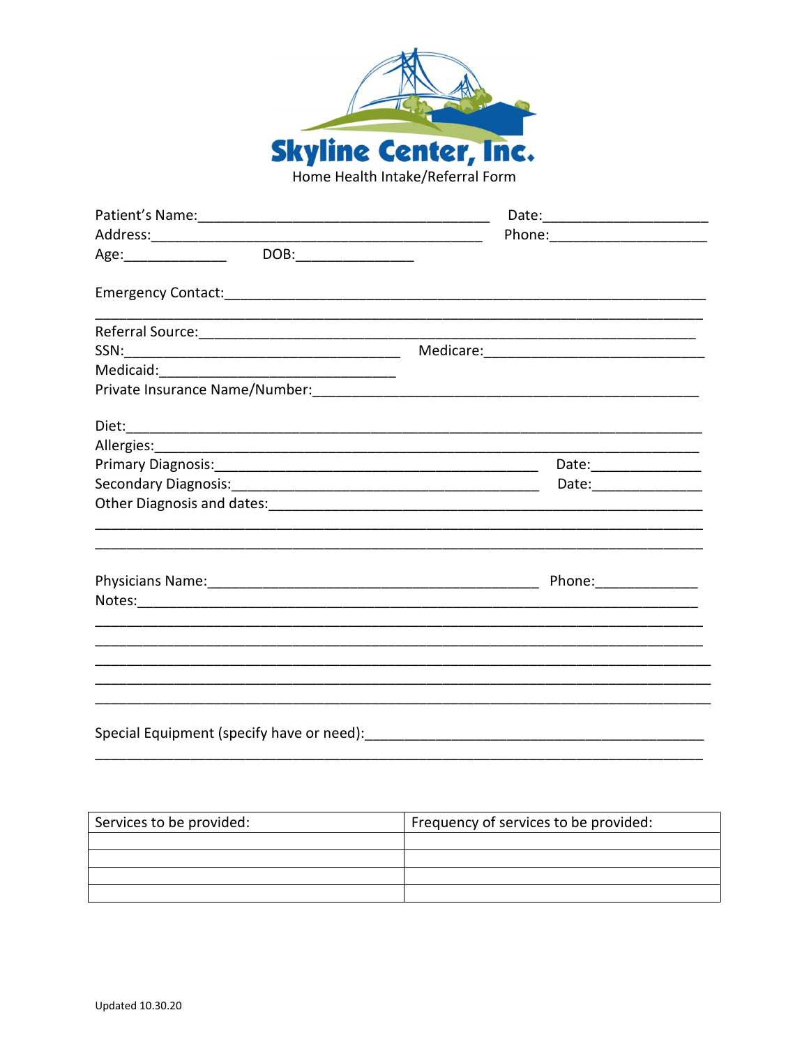# Skyline Center, Inc.

## Home Health Intake/Referral Form

Patient's Name:______________________________________ Date:____________________

Address:__________________________________________ Phone:___________________

Age:_____________ DOB:_______________

Emergency Contact:____________________________________________________________

______________________________________________________________________________

Referral Source:_______________________________________________________________

SSN:________________________________ Medicare:____________________________

Medicaid:______________________________

Private Insurance Name/Number:_______________________________________________

Diet:_________________________________________________________________________

Allergies:_____________________________________________________________________

Primary Diagnosis:_________________________________________ Date:______________

Secondary Diagnosis:_______________________________________ Date:______________

Other Diagnosis and dates:___________________________________________________

______________________________________________________________________________

______________________________________________________________________________

Physicians Name:___________________________________________ Phone:_____________

Notes:_______________________________________________________________________

______________________________________________________________________________

______________________________________________________________________________

______________________________________________________________________________

______________________________________________________________________________

______________________________________________________________________________

Special Equipment (specify have or need):___________________________________________

______________________________________________________________________________

| Services to be provided: | Frequency of services to be provided: |
|---|---|
| | |
| | |
| | |
| | |

Updated 10.30.20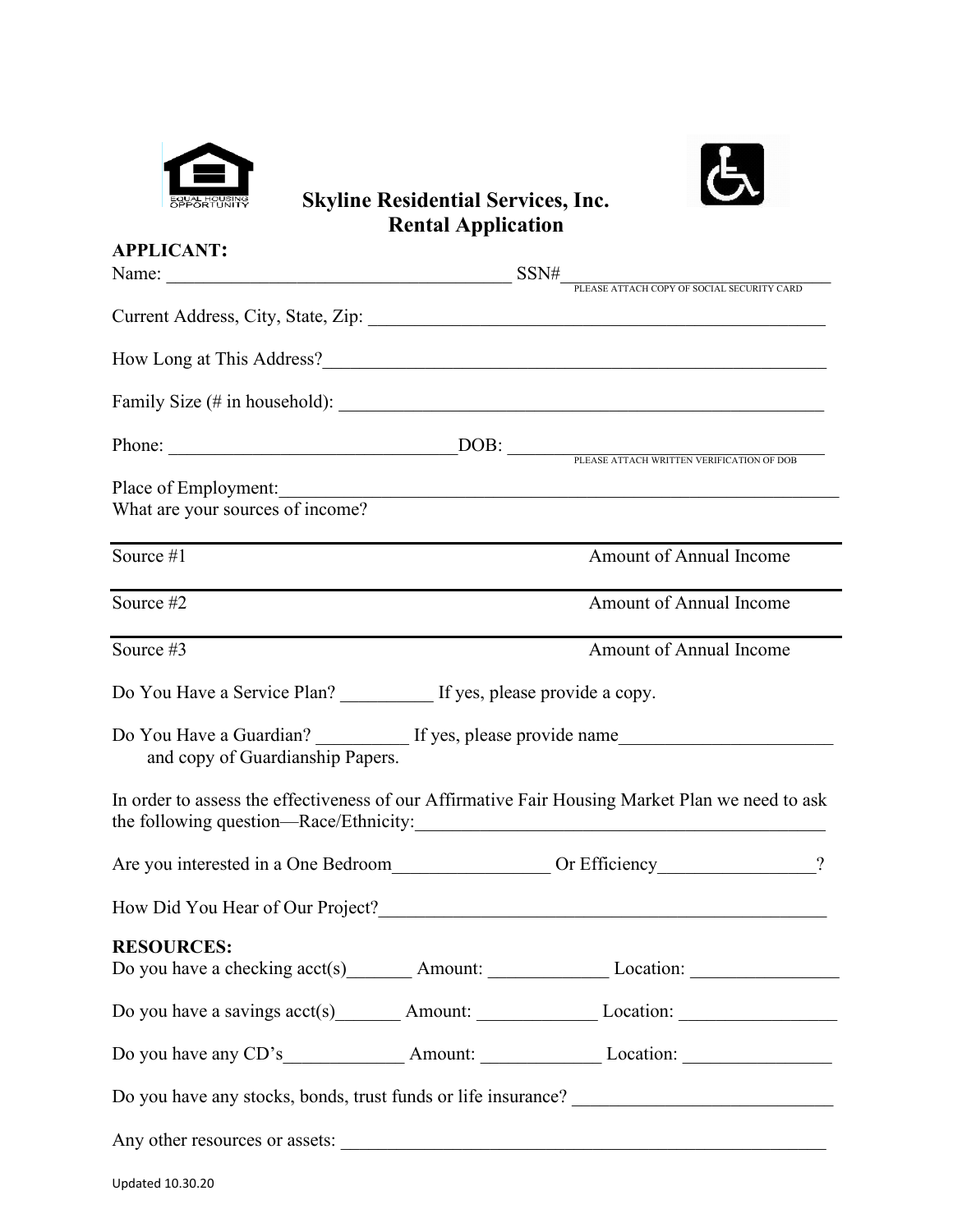# Skyline Residential Services, Inc.
## Rental Application

**APPLICANT:**

Name: ______________________________________ SSN#______________________________
PLEASE ATTACH COPY OF SOCIAL SECURITY CARD

Current Address, City, State, Zip: ______________________________________________

How Long at This Address?_____________________________________________________

Family Size (# in household): __________________________________________________

Phone: ______________________________DOB: ___________________________________
PLEASE ATTACH WRITTEN VERIFICATION OF DOB

Place of Employment:___________________________________________________________

What are your sources of income?

| Source #1 | Amount of Annual Income |
|---|---|
| Source #2 | Amount of Annual Income |
| Source #3 | Amount of Annual Income |

Do You Have a Service Plan? __________ If yes, please provide a copy.

Do You Have a Guardian? __________ If yes, please provide name_______________________ and copy of Guardianship Papers.

In order to assess the effectiveness of our Affirmative Fair Housing Market Plan we need to ask the following question—Race/Ethnicity:_______________________________________________

Are you interested in a One Bedroom_________________ Or Efficiency_________________?

How Did You Hear of Our Project?_________________________________________________

**RESOURCES:**

Do you have a checking acct(s)_______ Amount: _____________ Location: ________________

Do you have a savings acct(s)_______ Amount: _____________ Location: _________________

Do you have any CD's_____________ Amount: _____________ Location: ________________

Do you have any stocks, bonds, trust funds or life insurance? ____________________________

Any other resources or assets: ____________________________________________________

Updated 10.30.20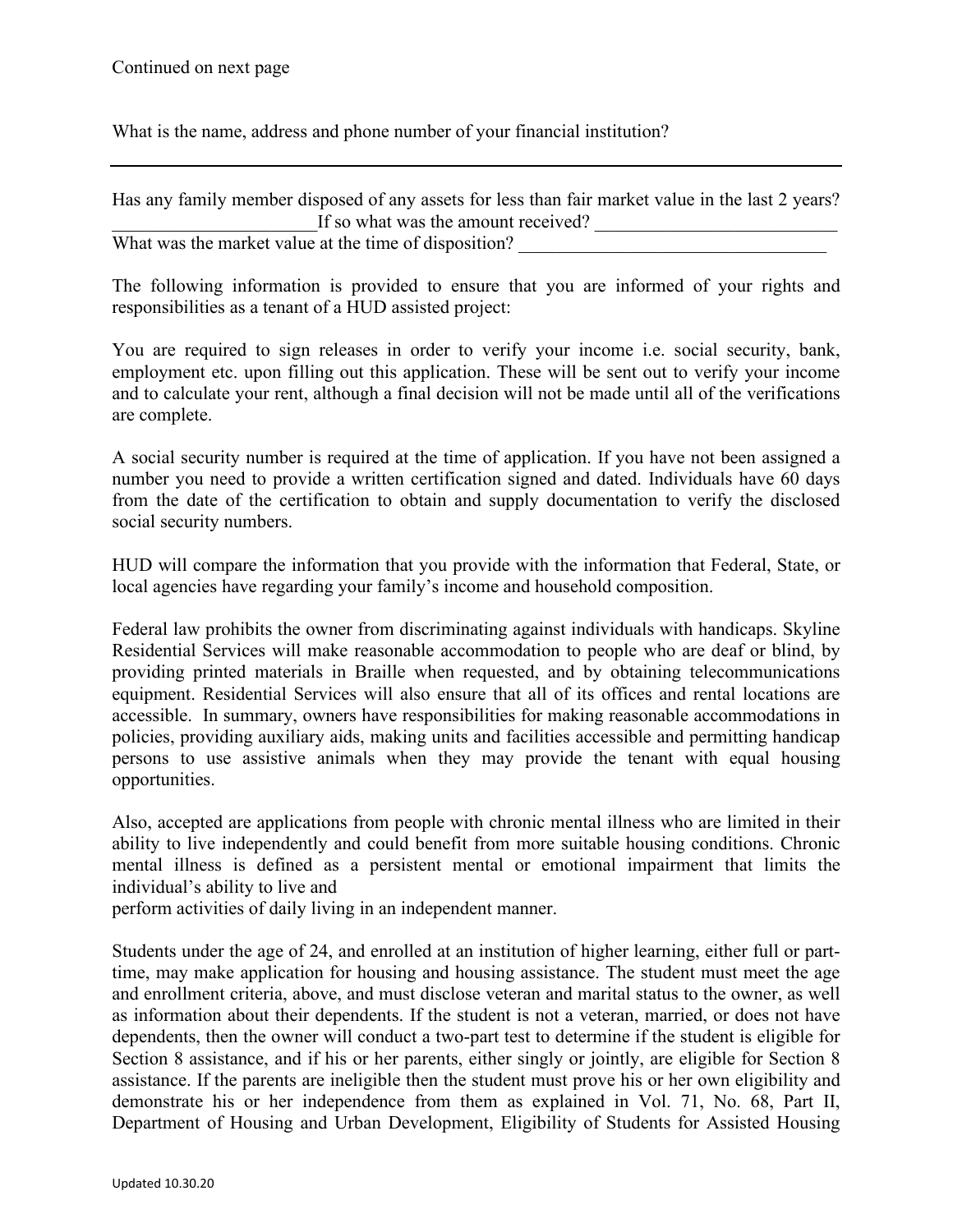Continued on next page

What is the name, address and phone number of your financial institution?

______________________________________________________________________________

Has any family member disposed of any assets for less than fair market value in the last 2 years? ______________________If so what was the amount received? __________________________
What was the market value at the time of disposition? _________________________________

The following information is provided to ensure that you are informed of your rights and responsibilities as a tenant of a HUD assisted project:

You are required to sign releases in order to verify your income i.e. social security, bank, employment etc. upon filling out this application. These will be sent out to verify your income and to calculate your rent, although a final decision will not be made until all of the verifications are complete.

A social security number is required at the time of application. If you have not been assigned a number you need to provide a written certification signed and dated. Individuals have 60 days from the date of the certification to obtain and supply documentation to verify the disclosed social security numbers.

HUD will compare the information that you provide with the information that Federal, State, or local agencies have regarding your family's income and household composition.

Federal law prohibits the owner from discriminating against individuals with handicaps. Skyline Residential Services will make reasonable accommodation to people who are deaf or blind, by providing printed materials in Braille when requested, and by obtaining telecommunications equipment. Residential Services will also ensure that all of its offices and rental locations are accessible. In summary, owners have responsibilities for making reasonable accommodations in policies, providing auxiliary aids, making units and facilities accessible and permitting handicap persons to use assistive animals when they may provide the tenant with equal housing opportunities.

Also, accepted are applications from people with chronic mental illness who are limited in their ability to live independently and could benefit from more suitable housing conditions. Chronic mental illness is defined as a persistent mental or emotional impairment that limits the individual's ability to live and
perform activities of daily living in an independent manner.

Students under the age of 24, and enrolled at an institution of higher learning, either full or part-time, may make application for housing and housing assistance. The student must meet the age and enrollment criteria, above, and must disclose veteran and marital status to the owner, as well as information about their dependents. If the student is not a veteran, married, or does not have dependents, then the owner will conduct a two-part test to determine if the student is eligible for Section 8 assistance, and if his or her parents, either singly or jointly, are eligible for Section 8 assistance. If the parents are ineligible then the student must prove his or her own eligibility and demonstrate his or her independence from them as explained in Vol. 71, No. 68, Part II, Department of Housing and Urban Development, Eligibility of Students for Assisted Housing

Updated 10.30.20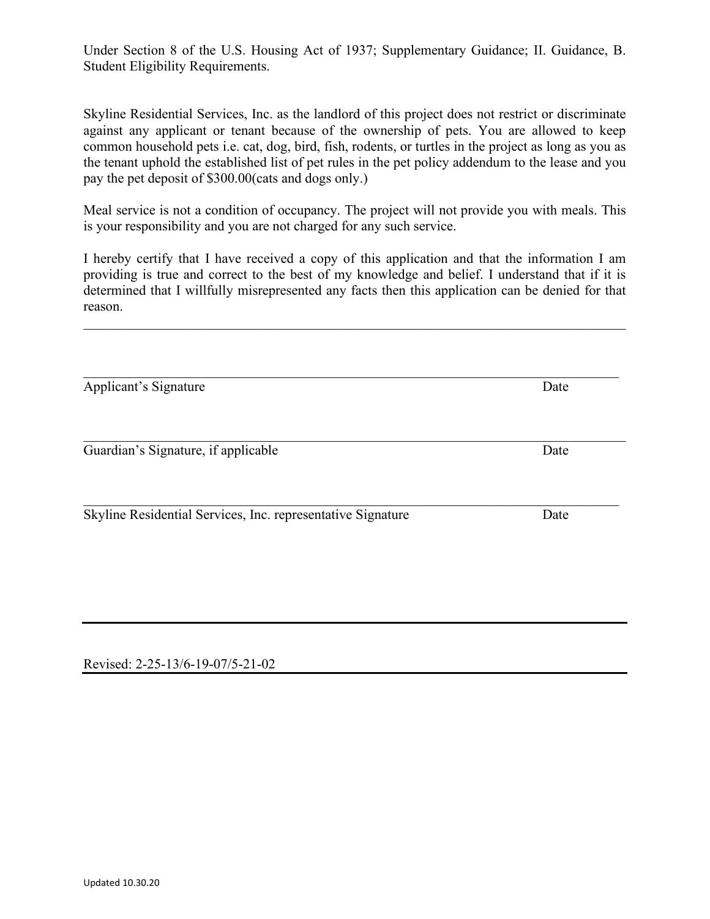Under Section 8 of the U.S. Housing Act of 1937; Supplementary Guidance; II. Guidance, B. Student Eligibility Requirements.

Skyline Residential Services, Inc. as the landlord of this project does not restrict or discriminate against any applicant or tenant because of the ownership of pets. You are allowed to keep common household pets i.e. cat, dog, bird, fish, rodents, or turtles in the project as long as you as the tenant uphold the established list of pet rules in the pet policy addendum to the lease and you pay the pet deposit of $300.00(cats and dogs only.)

Meal service is not a condition of occupancy. The project will not provide you with meals. This is your responsibility and you are not charged for any such service.

I hereby certify that I have received a copy of this application and that the information I am providing is true and correct to the best of my knowledge and belief. I understand that if it is determined that I willfully misrepresented any facts then this application can be denied for that reason.

---

\_\_\_\_\_\_\_\_\_\_\_\_\_\_\_\_\_\_\_\_\_\_\_\_\_\_\_\_\_\_\_\_\_\_\_\_\_\_\_\_\_\_\_\_\_\_\_\_\_\_\_\_\_\_\_\_\_\_\_\_\_\_\_\_\_\_\_\_\_\_\_\_\_\_

Applicant's Signature                                                                Date

\_\_\_\_\_\_\_\_\_\_\_\_\_\_\_\_\_\_\_\_\_\_\_\_\_\_\_\_\_\_\_\_\_\_\_\_\_\_\_\_\_\_\_\_\_\_\_\_\_\_\_\_\_\_\_\_\_\_\_\_\_\_\_\_\_\_\_\_\_\_\_\_\_\_

Guardian's Signature, if applicable                                                  Date

\_\_\_\_\_\_\_\_\_\_\_\_\_\_\_\_\_\_\_\_\_\_\_\_\_\_\_\_\_\_\_\_\_\_\_\_\_\_\_\_\_\_\_\_\_\_\_\_\_\_\_\_\_\_\_\_\_\_\_\_\_\_\_\_\_\_\_\_\_\_\_\_\_\_

Skyline Residential Services, Inc. representative Signature                          Date

---

Revised: 2-25-13/6-19-07/5-21-02

Updated 10.30.20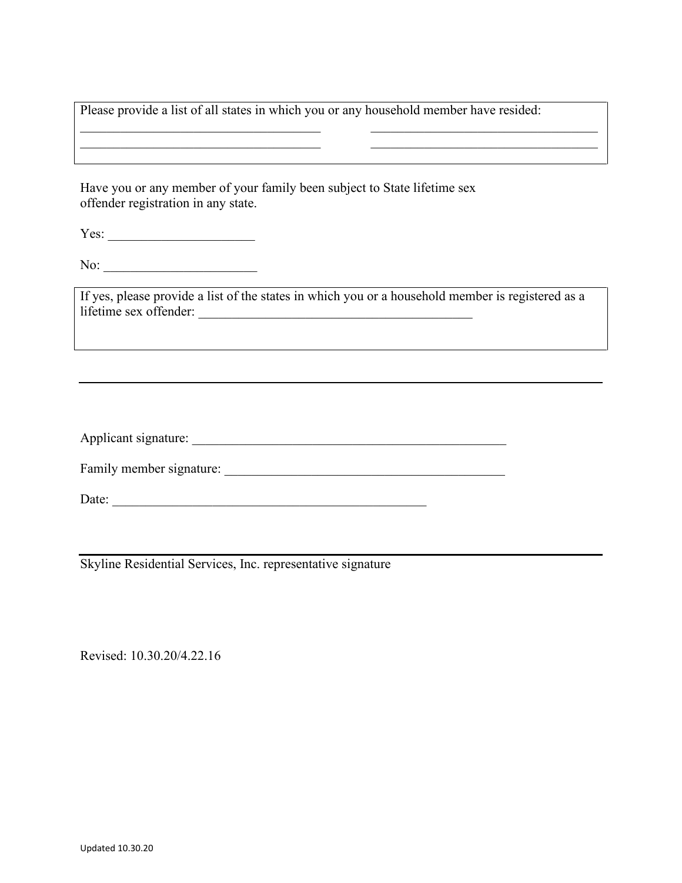Please provide a list of all states in which you or any household member have resided:

\_\_\_\_\_\_\_\_\_\_\_\_\_\_\_\_\_\_\_\_\_\_\_\_\_\_\_\_\_\_\_\_\_\_\_\_\_ \_\_\_\_\_\_\_\_\_\_\_\_\_\_\_\_\_\_\_\_\_\_\_\_\_\_\_\_\_\_\_\_\_\_\_\_\_

\_\_\_\_\_\_\_\_\_\_\_\_\_\_\_\_\_\_\_\_\_\_\_\_\_\_\_\_\_\_\_\_\_\_\_\_\_ \_\_\_\_\_\_\_\_\_\_\_\_\_\_\_\_\_\_\_\_\_\_\_\_\_\_\_\_\_\_\_\_\_\_\_\_\_

Have you or any member of your family been subject to State lifetime sex offender registration in any state.

Yes: \_\_\_\_\_\_\_\_\_\_\_\_\_\_\_\_\_\_\_\_\_\_

No: \_\_\_\_\_\_\_\_\_\_\_\_\_\_\_\_\_\_\_\_\_\_\_

If yes, please provide a list of the states in which you or a household member is registered as a lifetime sex offender: \_\_\_\_\_\_\_\_\_\_\_\_\_\_\_\_\_\_\_\_\_\_\_\_\_\_\_\_\_\_\_\_\_\_\_\_\_\_\_\_\_\_

---

Applicant signature: \_\_\_\_\_\_\_\_\_\_\_\_\_\_\_\_\_\_\_\_\_\_\_\_\_\_\_\_\_\_\_\_\_\_\_\_\_\_\_\_\_\_\_\_\_\_\_\_

Family member signature: \_\_\_\_\_\_\_\_\_\_\_\_\_\_\_\_\_\_\_\_\_\_\_\_\_\_\_\_\_\_\_\_\_\_\_\_\_\_\_\_\_\_\_

Date: \_\_\_\_\_\_\_\_\_\_\_\_\_\_\_\_\_\_\_\_\_\_\_\_\_\_\_\_\_\_\_\_\_\_\_\_\_\_\_\_\_\_\_\_\_\_\_\_

---

Skyline Residential Services, Inc. representative signature

Revised: 10.30.20/4.22.16

Updated 10.30.20